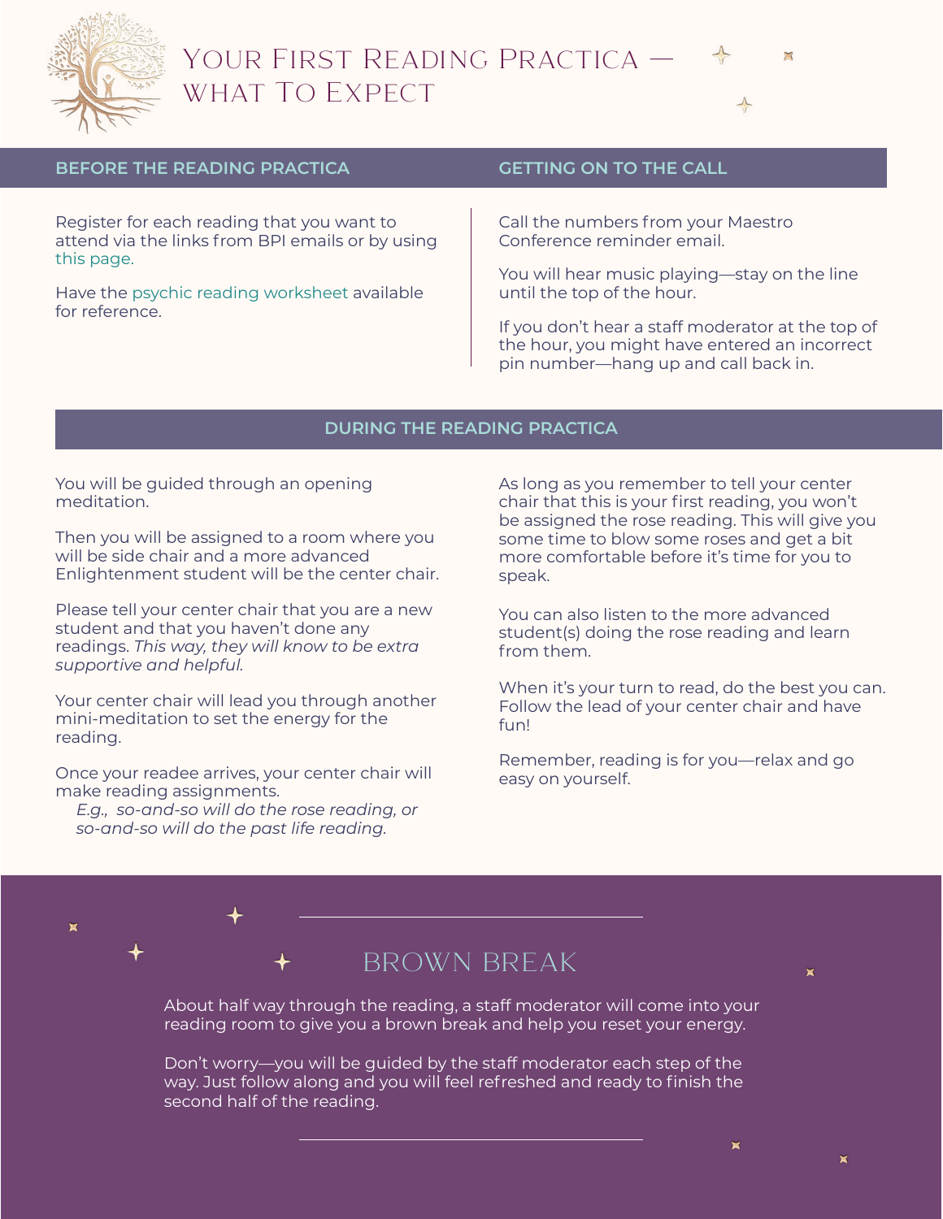# Your First Reading Practica — What To Expect

## BEFORE THE READING PRACTICA

Register for each reading that you want to attend via the links from BPI emails or by using this page.

Have the psychic reading worksheet available for reference.

## GETTING ON TO THE CALL

Call the numbers from your Maestro Conference reminder email.

You will hear music playing—stay on the line until the top of the hour.

If you don't hear a staff moderator at the top of the hour, you might have entered an incorrect pin number—hang up and call back in.

## DURING THE READING PRACTICA

You will be guided through an opening meditation.

Then you will be assigned to a room where you will be side chair and a more advanced Enlightenment student will be the center chair.

Please tell your center chair that you are a new student and that you haven't done any readings. *This way, they will know to be extra supportive and helpful.*

Your center chair will lead you through another mini-meditation to set the energy for the reading.

Once your readee arrives, your center chair will make reading assignments.

*E.g., so-and-so will do the rose reading, or so-and-so will do the past life reading.*

As long as you remember to tell your center chair that this is your first reading, you won't be assigned the rose reading. This will give you some time to blow some roses and get a bit more comfortable before it's time for you to speak.

You can also listen to the more advanced student(s) doing the rose reading and learn from them.

When it's your turn to read, do the best you can. Follow the lead of your center chair and have fun!

Remember, reading is for you—relax and go easy on yourself.

## BROWN BREAK

About half way through the reading, a staff moderator will come into your reading room to give you a brown break and help you reset your energy.

Don't worry—you will be guided by the staff moderator each step of the way. Just follow along and you will feel refreshed and ready to finish the second half of the reading.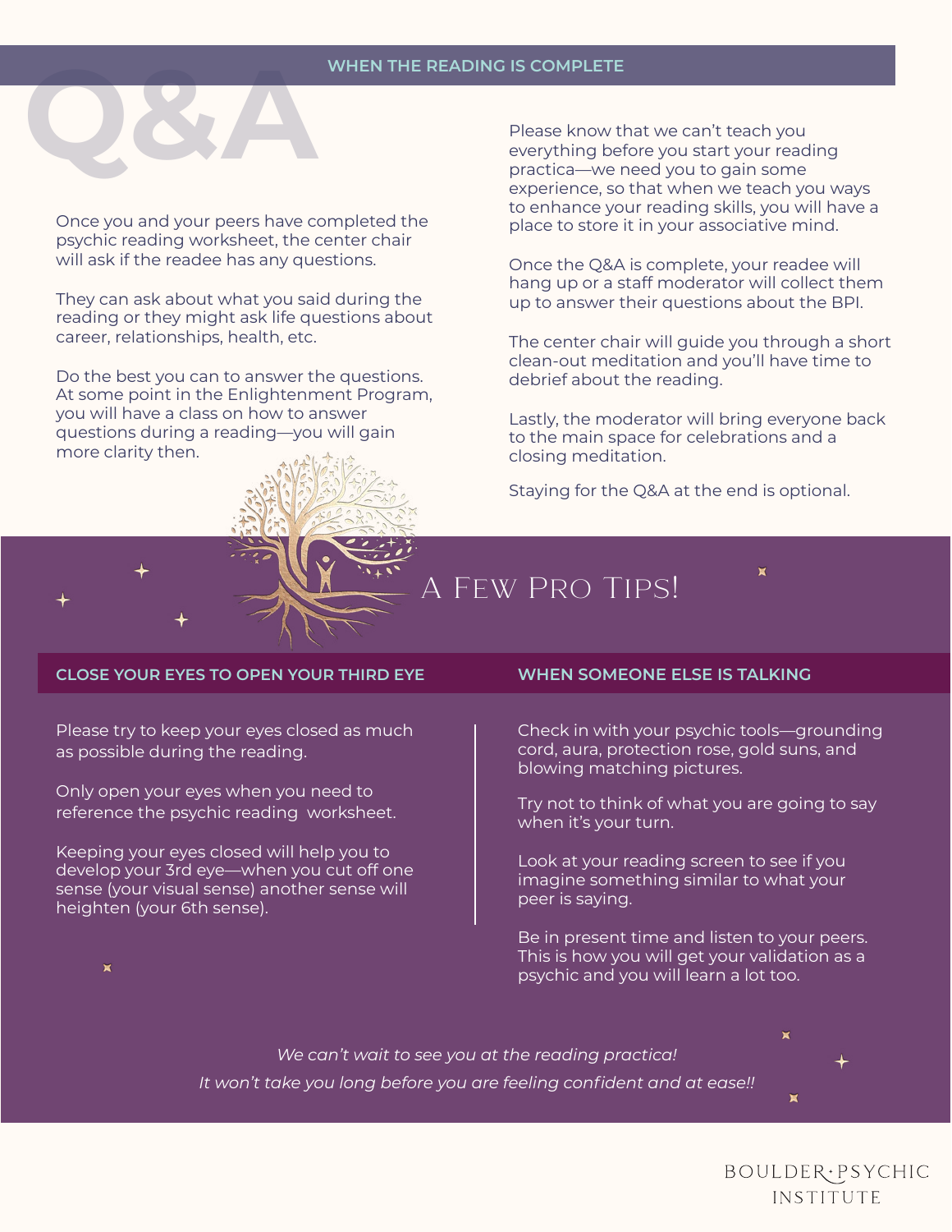## WHEN THE READING IS COMPLETE

# Q&A

Once you and your peers have completed the psychic reading worksheet, the center chair will ask if the readee has any questions.

They can ask about what you said during the reading or they might ask life questions about career, relationships, health, etc.

Do the best you can to answer the questions. At some point in the Enlightenment Program, you will have a class on how to answer questions during a reading—you will gain more clarity then.

Please know that we can't teach you everything before you start your reading practica—we need you to gain some experience, so that when we teach you ways to enhance your reading skills, you will have a place to store it in your associative mind.

Once the Q&A is complete, your readee will hang up or a staff moderator will collect them up to answer their questions about the BPI.

The center chair will guide you through a short clean-out meditation and you'll have time to debrief about the reading.

Lastly, the moderator will bring everyone back to the main space for celebrations and a closing meditation.

Staying for the Q&A at the end is optional.

# A Few Pro Tips!

## CLOSE YOUR EYES TO OPEN YOUR THIRD EYE

Please try to keep your eyes closed as much as possible during the reading.

Only open your eyes when you need to reference the psychic reading worksheet.

Keeping your eyes closed will help you to develop your 3rd eye—when you cut off one sense (your visual sense) another sense will heighten (your 6th sense).

## WHEN SOMEONE ELSE IS TALKING

Check in with your psychic tools—grounding cord, aura, protection rose, gold suns, and blowing matching pictures.

Try not to think of what you are going to say when it's your turn.

Look at your reading screen to see if you imagine something similar to what your peer is saying.

Be in present time and listen to your peers. This is how you will get your validation as a psychic and you will learn a lot too.

*We can't wait to see you at the reading practica!*

*It won't take you long before you are feeling confident and at ease!!*

BOULDER PSYCHIC INSTITUTE